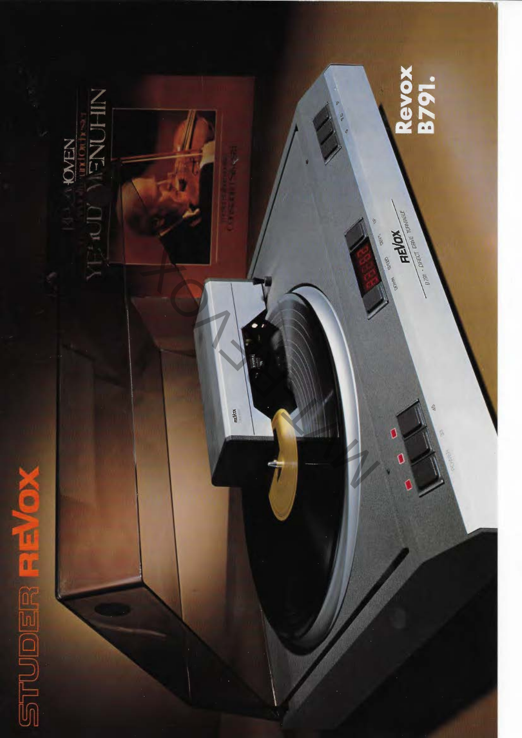# STUDER REVOX

## Revox B791.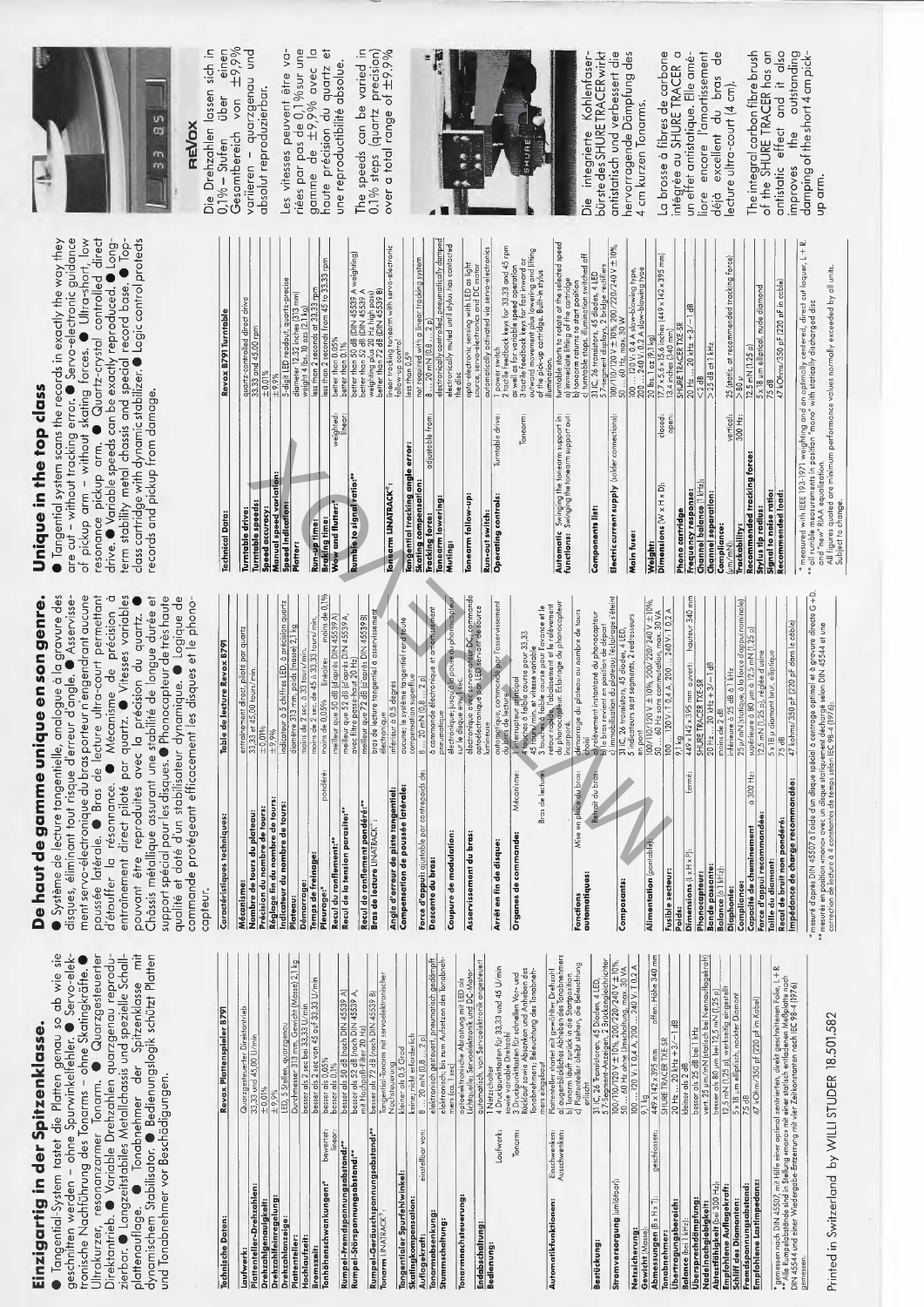## Einzigartig in der Spitzenklasse.

● Tangential-System tastet die Platten genau so ab wie sie geschnitten werden – ohne Spurwinkelfehler. ● Servo-elektronische Nachführung des Tonarms – ohne Skatingkräfte. ● Ultrakurzer, resonanzarmer Tonarm. ● Quarzgesteuerter Direktantrieb. ● Variable Drehzahlen quarzgenau reproduzierbar. ● Langzeitstabiles Metallchassis und spezielle Schallplattenauflage. ● Tonabnehmer der Spitzenklasse mit dynamischem Stabilisator. ● Bedienungslogik schützt Platten und Tonabnehmer vor Beschädigungen.

| Technische Daten: | | Revox Plattenspieler B791 |
|---|---|---|
| Laufwerk: | | Quarzgesteuerter Direktantrieb |
| Plattenteller-Drehzahlen: | | 33,33 und 45,00 U/min |
| Drehzahlgenauigkeit: | | ±0,01% |
| Drehzahlfeinregelung: | | ±9,9% |
| Drehzahlanzeige: | | LED, 5 Stellen, quarzgenau |
| Plattenteller: | | Durchmesser 313 mm, Gewicht (Masse) 2,1 kg |
| Hochlaufzeit: | | besser als 2 sec bei 33,33 U/min |
| Bremszeit: | | besser als 2 sec von 45 auf 33,33 U/min |
| Tonhöhenschwankungen*: | bewertet: | besser als 0,05% |
| | linear: | besser als 0,1% |
| Rumpel-Fremdspannungsabstand**: | | besser als 50 dB (nach DIN 45539 A) |
| Rumpel-Störspannungsabstand**: | | besser als 52 dB (nach DIN 45539 A, mit Hochpass-Filter 20 Hz) |
| Rumpel-Geräuschspannungsabstand**: | | besser als 72 dB (nach DIN 45539 B) |
| Tonarm LINATRACK®: | | Tangential-Tonarm mit servoelektronischer Nachsteuerung |
| Tangentialer Spurfehlwinkel: | | kleiner als 0,5 Grad |
| Skatingkompensation: | | keine nicht erforderlich |
| Auflagekraft: | einstellbar von: | 8 ... 20 mN (0,8 ... 2 p) |
| Tonarmabsenkung: | | elektronisch gesteuert, pneumatisch gedämpft |
| Stummschaltung: | | elektronisch, bis zum Aufsetzen des Tonabnehmers |
| Tonarmnachsteuerung: | | optoelektronische Abtastung mit LED als Lichtquelle, Servoelektronik und DC-Motor |
| Endabschaltung: | | automatisch, von Servoelektronik angesteuert |
| Bedienung: | Laufwerk: | 1 Netzschalter, 2 Drucktasten für 33,33 und 45 U/min sowie variable Drehzahl |
| | Tonarm: | 3 Drucktasten für schnellen Vor- und Rücklauf sowie Absenken und Abheben des Tonabnehmers. Beleuchtung des Tonabnehmers eingebaut |
| Automatikfunktionen: | Einschwenken: | Plattenteller startet mit gewählter Drehzahl |
| | Ausschwenken: | a) sofortiges Abheben des Tonabnehmers; b) Tonarm läuft zurück in die Startposition; c) Plattenteller bleibt stehen, die Beleuchtung erlischt |
| Bestückung: | | 31 IC, 26 Transistoren, 45 Dioden, 4 LED, 5 7-Segment-Anzeigen, 2 Brückengleichrichter |
| Stromversorgung (umlötbar): | | 100/110/120 V ±10%, 200/220/240 V ±10%, 50 ... 60 Hz, max. 30 VA |
| Netzsicherung: | | 100 ... 120 V: T 0,4 A, 200 ... 240 V: T 0,2 A |
| Gewicht (Masse): | | 9,1 kg |
| Abmessungen (B x H x T): | geschlossen: | 449 x 142 x 395 mm |
| | offen: | Höhe 340 mm |
| Tonabnehmer: | | SHURE TRACER TXE-SR |
| Übertragungsbereich: | | 20 Hz ... 20 kHz +3/–1 dB |
| Balance (bei 1 kHz): | | kleiner als 2 dB |
| Übersprechdämpfung: | | besser als 25 dB bei 1 kHz |
| Nadelnachgiebigkeit: | | vertikal: 25 µm/mN (statisch bei Nennauflagekraft) |
| Abtastfähigkeit (bei 300 Hz): | | besser als 80 µm bei 12,5 mN (1,25 p) |
| Empfohlene Auflagekraft: | | 12,5 mN (1,25 p), werkseitig eingestellt |
| Schliff des Diamanten: | | 5 x 18 µm elliptisch, nackter Diamant |
| Fremdspannungsabstand: | | 75 dB |
| Empfohlene Lastimpedanz: | | 47 kOhm/350 pF (220 pF im Kabel) |

\* gemessen nach DIN 45507 mit Hilfe einer optimal zentrierten, direkt geschnittenen Folie, L + R.
\*\* Alle Rumpelabstände sind in Stellung mono gemessen mit einer statisch entladenen Meßplatte nach DIN 45544 und einer Wiedergabe-Entzerrung mit vier Zeitkonstanten nach IEC 98-4 (1976) gemessen.

Printed in Switzerland by WILLI STUDER 18.501.582

## De haut de gamme unique en son genre.

● Système de lecture tangentielle, analogue à la gravure des disques, éliminant tout risque d'erreur d'angle. ● Asservissement servo-électronique du bras porteur n'engendrant aucune poussée latérale. ● Bras de lecture ultra-court permettant d'étouffer la résonance. ● Mécanisme de précision à entraînement direct piloté par quartz. ● Vitesses variables pouvant être reproduites avec la précision du quartz. ● Châssis métallique assurant une stabilité de longue durée et support spécial pour les disques. ● Phonocapteur de très haute qualité et doté d'un stabilisateur dynamique. ● Logique de commande protégeant efficacement les disques et le phonocapteur.

| Caractéristiques techniques: | | Table de lecture Revox B791 |
|---|---|---|
| Mécanisme: | | entraînement direct, piloté par quartz |
| Nombre de tours du plateau: | | 33,33 et 45,00 tours/min. |
| Précision du nombre de tours: | | ±0,01% |
| Réglage fin du nombre de tours: | | ±9,9% |
| Indicateur du nombre de tours: | | indicateur à 5 chiffres LED, à précision quartz |
| Plateau: | | diamètre 313 mm, poids (masse) 2,1 kg |
| Démarrage: | | moins de 2 sec. à 33,33 tours/min. |
| Temps de freinage: | | moins de 2 sec. de 45 à 33,33 tours/min. |
| Pleurage*: | pondéré: | moins de 0,05% |
| | linéaire: | moins de 0,1% |
| Recul du ronflement:** | | meilleur que 50 dB (d'après DIN 45539 A) |
| Recul de la tension parasite:** | | meilleur que 52 dB (d'après DIN 45539 A, avec passe-haut 20 Hz) |
| Recul de ronflement pondéré:** | | meilleur que 72 dB (d'après DIN 45539 B) |
| Bras de lecture LINATRACK®: | | bras de lecture tangentiel à asservissement électronique |
| Angle d'erreur de piste tangentiel: | | inférieur à 0,5 degrés |
| Compensation de poussée latérale: | | aucune; le système tangentiel rend toute compensation superflue |
| Force d'appui: | ajustable par contrepoids de: | 8 ... 20 mN (0,8 ... 2 p) |
| Descente du bras: | | à commande électronique et amortissement pneumatique |
| Coupure de modulation: | | électronique, jusqu'à la pose du phonocapteur sur le disque |
| Asservissement du bras: | | électronique avec servomoteur DC, commande optoélectronique par LED servant de source lumineuse |
| Arrêt en fin de disque: | | automatique, commandé par l'asservissement du bras de lecture |
| Organes de commande: | Mécanisme: | 1 interrupteur principal, 2 touches à faible course pour 33,33 et 45 tours/min. et vitesse variable |
| | Bras de lecture: | 3 touches à faible course pour l'avance et le retour rapide, l'abaissement et le relèvement du phonocapteur. Éclairage du phonocapteur incorporé. |
| Fonctions automatiques: | Mise en place du bras: | démarrage du plateau au nombre de tours choisi |
| | Retrait du bras: | a) relèvement instantané du phonocapteur; b) le bras revient en position de départ; c) immobilisation du plateau, l'éclairage s'éteint |
| Composants: | | 31 IC, 26 transistors, 45 diodes, 4 LED, 5 indicateurs sept segments, 2 redresseurs en pont |
| Alimentation (pontable): | | 100/110/120 V ± 10%, 200/220/240 V ± 10%, 50 ... 60 Hz, max. 30 VA |
| Fusible secteur: | | 100 ... 120 V: T 0,4 A, 200 ... 240 V: T 0,2 A |
| Poids: | | 9,1 kg |
| Dimensions (L x H x P): | fermé: | 449 x 142 x 395 mm |
| | ouvert: | hauteur 340 mm |
| Phonocapteur: | | SHURE TRACER TXE-SR |
| Bande passante: | | 20 Hz ... 20 kHz +3/–1 dB |
| Balance (à 1 kHz): | | moins de 2 dB |
| Diaphonie: | | inférieure à 25 dB à 1 kHz |
| Compliance: | | 25 µm/mN (statique, à la force d'appui nominale) |
| Capacité de cheminement | à 300 Hz: | supérieure à 80 µm à 12,5 mN (1,25 p) |
| Force d'appui recommandée: | | 12,5 mN (1,25 p), réglée d'usine |
| Taille du diamant: | | 5 x 18 µm diamant nu, elliptique |
| Recul de bruit non pondéré: | | 75 dB |
| Impédance de charge recommandée: | | 47 kohms/350 pF (220 pF dans le câble) |

\* mesuré d'après DIN 45507 à l'aide d'un disque spécial à centrage optimal et à gravure directe G+D.
\*\* mesurés en position «mono» avec un disque statiquement déchargé selon DIN 45544 et une correction de lecture à 4 constantes de temps selon IEC 98-4 (1976).

## Unique in the top class

● Tangential system scans the records in exactly the way they are cut – without tracking error. ● Servo-electronic guidance of pickup arm – without skating forces. ● Ultra-short, low resonance pickup arm. ● Quartz-crystal controlled direct drive. ● Variable speeds can be exactly reproduced. ● Long-term stability metal chassis and special record base. ● Top-class cartridge with dynamic stabilizer. ● Logic control protects records and pickup from damage.

| Technical Data: | | Revox B791 Turntable |
|---|---|---|
| Turntable drive: | | quartz-controlled direct drive |
| Turntable speeds: | | 33.33 and 45.00 rpm |
| Speed accuracy: | | ±0.01% |
| Manual speed variation: | | ±9.9% |
| Speed indication: | | 5-digit LED readout, quartz-precise |
| Platter: | | diameter 12.32 inches (313 mm); weight 4 lbs. 10 ozs. (2.1 kg) |
| Run-up time: | | less than 2 seconds at 33.33 rpm |
| Braking time: | | less than 2 seconds from 45 to 33.33 rpm |
| Wow and flutter*: | weighted: | better than 0.05% |
| | linear: | better than 0.1% |
| Rumble to signal ratio:** | | better than 50 dB (DIN 45539 A weighting); better than 52 dB (DIN 45539 A weighting plus 20 Hz high pass); better than 72 dB (DIN 45539 B) |
| Tonearm LINATRACK®: | | linear tracking tonearm with servo-electronic follow-up control |
| Tangential tracking angle error: | | less than 0.5° |
| Skating compensation: | | not required with a linear tracking system |
| Tracking force: | adjustable from: | 8 ... 20 mN (0.8 ... 2 p) |
| Tonearm lowering: | | electronically controlled, pneumatically damped |
| Muting: | | electronically muted until stylus has contacted the disc |
| Tonearm follow-up: | | opto-electronic sensing with LED as light source, servo-electronics and DC motor |
| Run-out switch: | | automatically activated via servo-electronics |
| Operating controls: | Turntable drive: | 1 power switch; 2 tactile feedback keys for 33.33 and 45 rpm as well as for variable speed operation |
| | Tonearm: | 3 tactile feedback keys for fast inward or outward movement plus lowering and lifting of the pick-up cartridge. Built-in stylus illumination. |
| Automatic functions: | Swinging the tonearm support in: | turntable starts to rotate at the selected speed |
| | Swinging the tonearm support out: | a) immediate lifting of the cartridge; b) tonearm returns to start position; c) turntable stops, illumination switched off |
| Components list: | | 31 IC, 26 transistors, 45 diodes, 4 LED, 5 7-segment displays, 2 bridge rectifiers |
| Electric current supply (solder connections): | | 100/110/120 V ± 10%, 200/220/240 V ± 10%, 50 ... 60 Hz, max. 30 W |
| Main fuse: | | 100 ... 120 V: 0.4 A slow-blowing type; 200 ... 240 V: 0.2 A slow-blowing type |
| Weight: | | 20 lbs. 1 oz (9.1 kg) |
| Dimensions (W x H x D): | closed: | 17.7 x 5.6 x 15.6 inches (449 x 142 x 395 mm) |
| | open: | 13.4 inches (340 mm) |
| Phono cartridge: | | SHURE TRACER TXE-SR |
| Frequency response: | | 20 Hz ... 20 kHz +3/–1 dB |
| Channel balance (1 kHz): | | <2 dB |
| Channel separation: | | >25 dB at 1 kHz |
| Compliance (µm/mN): | vertical: | 25 (static, at recommended tracking force) |
| Trackability: | 300 Hz: | >80 µ |
| Recommended tracking force: | | 12.5 mN (1.25 p) |
| Stylus tip radius: | | 5 x 18 µm elliptical, nude diamond |
| Signal to noise ratio: | | 75 dB |
| Recommended load: | | 47 kOhm/350 pF (220 pF in cable) |

\* measured with IEEE 193-1971 weighting and an optimally centered, direct cut lacquer, L + R.
\*\* all rumble measurements in position "mono" with a statically discharged disc and "new" RIAA equalization.
All figures quoted are minimum performance values normally exceeded by all units.
Subject to change.

REVOX

Die Drehzahlen lassen sich in 0,1%-Stufen über einen Gesamtbereich von ±9,9% variieren – quarzgenau und absolut reproduzierbar.

Les vitesses peuvent être variées par pas de 0,1% sur une gamme de ±9,9% avec la haute précision du quartz et une reproductibilité absolue.

The speeds can be varied in 0.1% steps (quartz precision) over a total range of ±9.9%

Die integrierte Kohlenfaserbürste des SHURE TRACER wirkt antistatisch und verbessert die hervorragende Dämpfung des 4 cm kurzen Tonarms.

La brosse à fibres de carbone intégrée au SHURE TRACER a un effet antistatique. Elle améliore encore l'amortissement déjà excellent du bras de lecture ultra-court (4 cm).

The integral carbon fibre brush of the SHURE TRACER has an antistatic effect and it also improves the outstanding damping of the short 4 cm pick-up arm.